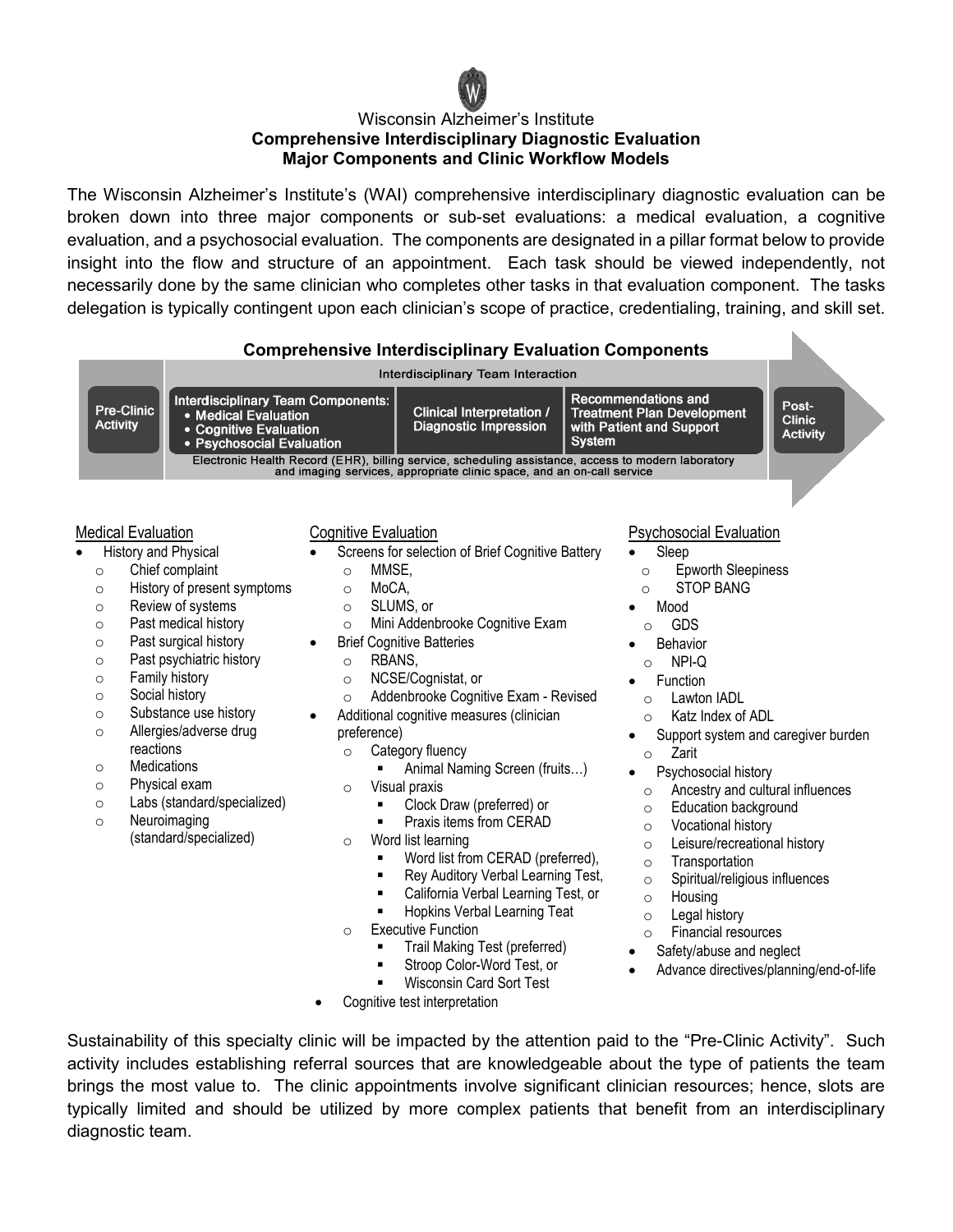Wisconsin Alzheimer's Institute

**Comprehensive Interdisciplinary Diagnostic Evaluation**
**Major Components and Clinic Workflow Models**

The Wisconsin Alzheimer's Institute's (WAI) comprehensive interdisciplinary diagnostic evaluation can be broken down into three major components or sub-set evaluations: a medical evaluation, a cognitive evaluation, and a psychosocial evaluation. The components are designated in a pillar format below to provide insight into the flow and structure of an appointment. Each task should be viewed independently, not necessarily done by the same clinician who completes other tasks in that evaluation component. The tasks delegation is typically contingent upon each clinician's scope of practice, credentialing, training, and skill set.

**Comprehensive Interdisciplinary Evaluation Components**

| Pre-Clinic Activity | Interdisciplinary Team Interaction | | | Post-Clinic Activity |
|---|---|---|---|---|
| | Interdisciplinary Team Components: • Medical Evaluation • Cognitive Evaluation • Psychosocial Evaluation | Clinical Interpretation / Diagnostic Impression | Recommendations and Treatment Plan Development with Patient and Support System | |
| | Electronic Health Record (EHR), billing service, scheduling assistance, access to modern laboratory and imaging services, appropriate clinic space, and an on-call service | | | |

Medical Evaluation

- History and Physical
  - Chief complaint
  - History of present symptoms
  - Review of systems
  - Past medical history
  - Past surgical history
  - Past psychiatric history
  - Family history
  - Social history
  - Substance use history
  - Allergies/adverse drug reactions
  - Medications
  - Physical exam
  - Labs (standard/specialized)
  - Neuroimaging (standard/specialized)

Cognitive Evaluation

- Screens for selection of Brief Cognitive Battery
  - MMSE,
  - MoCA,
  - SLUMS, or
  - Mini Addenbrooke Cognitive Exam
- Brief Cognitive Batteries
  - RBANS,
  - NCSE/Cognistat, or
  - Addenbrooke Cognitive Exam - Revised
- Additional cognitive measures (clinician preference)
  - Category fluency
    - Animal Naming Screen (fruits…)
  - Visual praxis
    - Clock Draw (preferred) or
    - Praxis items from CERAD
  - Word list learning
    - Word list from CERAD (preferred),
    - Rey Auditory Verbal Learning Test,
    - California Verbal Learning Test, or
    - Hopkins Verbal Learning Teat
  - Executive Function
    - Trail Making Test (preferred)
    - Stroop Color-Word Test, or
    - Wisconsin Card Sort Test
- Cognitive test interpretation

Psychosocial Evaluation

- Sleep
  - Epworth Sleepiness
  - STOP BANG
- Mood
  - GDS
- Behavior
  - NPI-Q
- Function
  - Lawton IADL
  - Katz Index of ADL
- Support system and caregiver burden
  - Zarit
- Psychosocial history
  - Ancestry and cultural influences
  - Education background
  - Vocational history
  - Leisure/recreational history
  - Transportation
  - Spiritual/religious influences
  - Housing
  - Legal history
  - Financial resources
- Safety/abuse and neglect
- Advance directives/planning/end-of-life

Sustainability of this specialty clinic will be impacted by the attention paid to the "Pre-Clinic Activity". Such activity includes establishing referral sources that are knowledgeable about the type of patients the team brings the most value to. The clinic appointments involve significant clinician resources; hence, slots are typically limited and should be utilized by more complex patients that benefit from an interdisciplinary diagnostic team.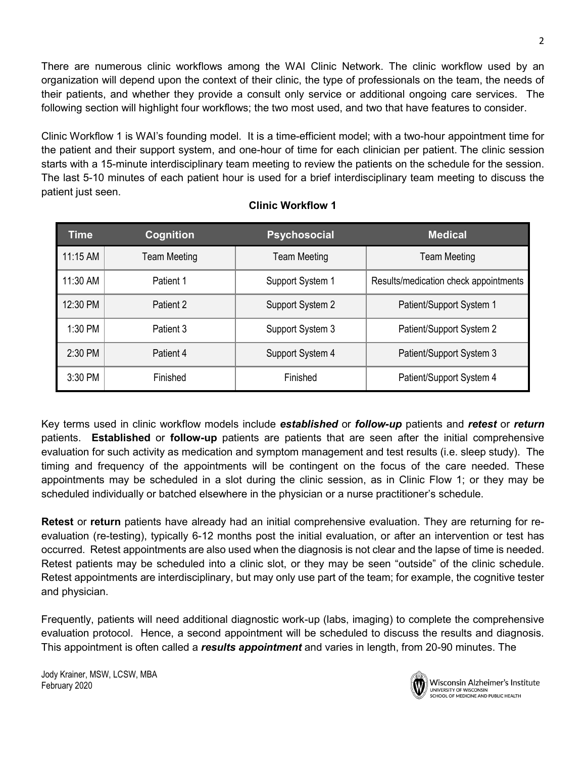There are numerous clinic workflows among the WAI Clinic Network. The clinic workflow used by an organization will depend upon the context of their clinic, the type of professionals on the team, the needs of their patients, and whether they provide a consult only service or additional ongoing care services. The following section will highlight four workflows; the two most used, and two that have features to consider.

Clinic Workflow 1 is WAI's founding model. It is a time-efficient model; with a two-hour appointment time for the patient and their support system, and one-hour of time for each clinician per patient. The clinic session starts with a 15-minute interdisciplinary team meeting to review the patients on the schedule for the session. The last 5-10 minutes of each patient hour is used for a brief interdisciplinary team meeting to discuss the patient just seen.

**Clinic Workflow 1**

| Time | Cognition | Psychosocial | Medical |
| --- | --- | --- | --- |
| 11:15 AM | Team Meeting | Team Meeting | Team Meeting |
| 11:30 AM | Patient 1 | Support System 1 | Results/medication check appointments |
| 12:30 PM | Patient 2 | Support System 2 | Patient/Support System 1 |
| 1:30 PM | Patient 3 | Support System 3 | Patient/Support System 2 |
| 2:30 PM | Patient 4 | Support System 4 | Patient/Support System 3 |
| 3:30 PM | Finished | Finished | Patient/Support System 4 |

Key terms used in clinic workflow models include ***established*** or ***follow-up*** patients and ***retest*** or ***return*** patients. **Established** or **follow-up** patients are patients that are seen after the initial comprehensive evaluation for such activity as medication and symptom management and test results (i.e. sleep study). The timing and frequency of the appointments will be contingent on the focus of the care needed. These appointments may be scheduled in a slot during the clinic session, as in Clinic Flow 1; or they may be scheduled individually or batched elsewhere in the physician or a nurse practitioner's schedule.

**Retest** or **return** patients have already had an initial comprehensive evaluation. They are returning for re-evaluation (re-testing), typically 6-12 months post the initial evaluation, or after an intervention or test has occurred. Retest appointments are also used when the diagnosis is not clear and the lapse of time is needed. Retest patients may be scheduled into a clinic slot, or they may be seen "outside" of the clinic schedule. Retest appointments are interdisciplinary, but may only use part of the team; for example, the cognitive tester and physician.

Frequently, patients will need additional diagnostic work-up (labs, imaging) to complete the comprehensive evaluation protocol. Hence, a second appointment will be scheduled to discuss the results and diagnosis. This appointment is often called a ***results appointment*** and varies in length, from 20-90 minutes. The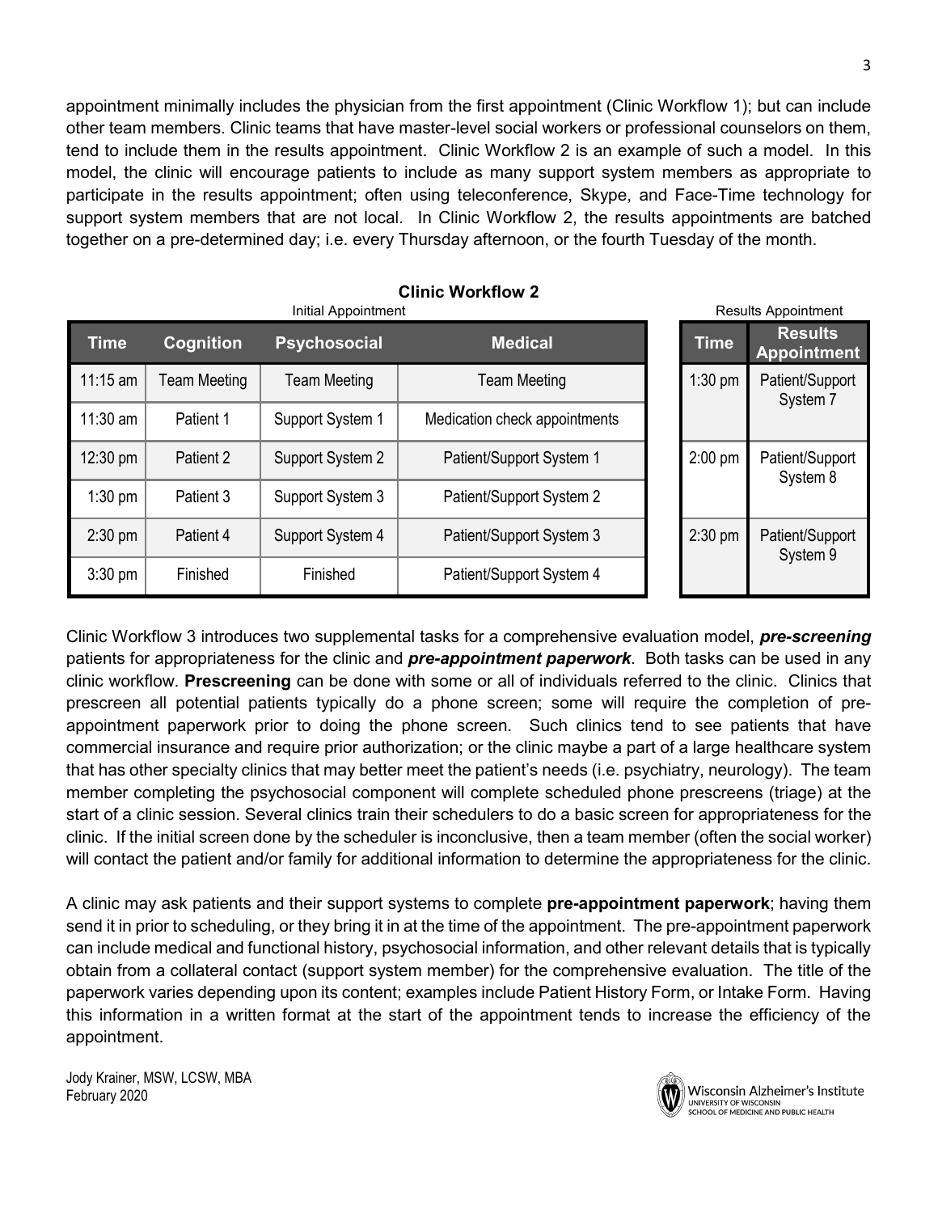appointment minimally includes the physician from the first appointment (Clinic Workflow 1); but can include other team members. Clinic teams that have master-level social workers or professional counselors on them, tend to include them in the results appointment. Clinic Workflow 2 is an example of such a model. In this model, the clinic will encourage patients to include as many support system members as appropriate to participate in the results appointment; often using teleconference, Skype, and Face-Time technology for support system members that are not local. In Clinic Workflow 2, the results appointments are batched together on a pre-determined day; i.e. every Thursday afternoon, or the fourth Tuesday of the month.

**Clinic Workflow 2**

Initial Appointment

| Time | Cognition | Psychosocial | Medical |
|---|---|---|---|
| 11:15 am | Team Meeting | Team Meeting | Team Meeting |
| 11:30 am | Patient 1 | Support System 1 | Medication check appointments |
| 12:30 pm | Patient 2 | Support System 2 | Patient/Support System 1 |
| 1:30 pm | Patient 3 | Support System 3 | Patient/Support System 2 |
| 2:30 pm | Patient 4 | Support System 4 | Patient/Support System 3 |
| 3:30 pm | Finished | Finished | Patient/Support System 4 |

Results Appointment

| Time | Results Appointment |
|---|---|
| 1:30 pm | Patient/Support System 7 |
| 2:00 pm | Patient/Support System 8 |
| 2:30 pm | Patient/Support System 9 |

Clinic Workflow 3 introduces two supplemental tasks for a comprehensive evaluation model, ***pre-screening*** patients for appropriateness for the clinic and ***pre-appointment paperwork***. Both tasks can be used in any clinic workflow. **Prescreening** can be done with some or all of individuals referred to the clinic. Clinics that prescreen all potential patients typically do a phone screen; some will require the completion of pre-appointment paperwork prior to doing the phone screen. Such clinics tend to see patients that have commercial insurance and require prior authorization; or the clinic maybe a part of a large healthcare system that has other specialty clinics that may better meet the patient's needs (i.e. psychiatry, neurology). The team member completing the psychosocial component will complete scheduled phone prescreens (triage) at the start of a clinic session. Several clinics train their schedulers to do a basic screen for appropriateness for the clinic. If the initial screen done by the scheduler is inconclusive, then a team member (often the social worker) will contact the patient and/or family for additional information to determine the appropriateness for the clinic.

A clinic may ask patients and their support systems to complete **pre-appointment paperwork**; having them send it in prior to scheduling, or they bring it in at the time of the appointment. The pre-appointment paperwork can include medical and functional history, psychosocial information, and other relevant details that is typically obtain from a collateral contact (support system member) for the comprehensive evaluation. The title of the paperwork varies depending upon its content; examples include Patient History Form, or Intake Form. Having this information in a written format at the start of the appointment tends to increase the efficiency of the appointment.

Jody Krainer, MSW, LCSW, MBA
February 2020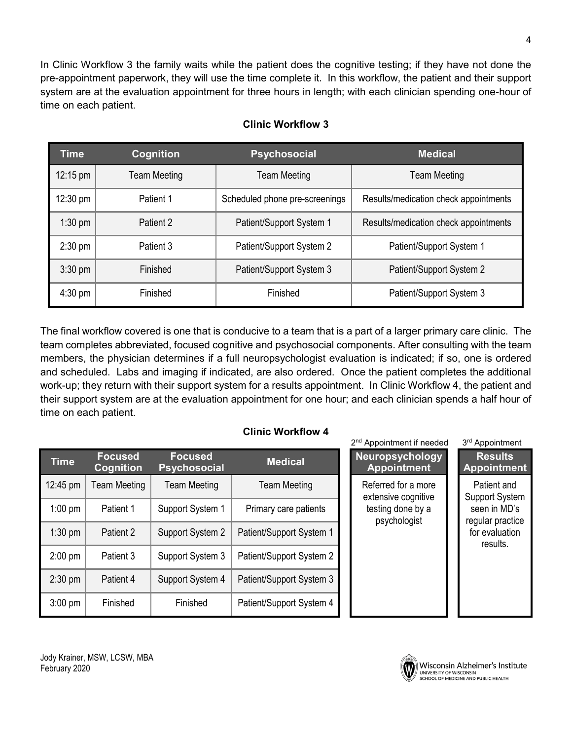In Clinic Workflow 3 the family waits while the patient does the cognitive testing; if they have not done the pre-appointment paperwork, they will use the time complete it. In this workflow, the patient and their support system are at the evaluation appointment for three hours in length; with each clinician spending one-hour of time on each patient.

**Clinic Workflow 3**

| Time | Cognition | Psychosocial | Medical |
|---|---|---|---|
| 12:15 pm | Team Meeting | Team Meeting | Team Meeting |
| 12:30 pm | Patient 1 | Scheduled phone pre-screenings | Results/medication check appointments |
| 1:30 pm | Patient 2 | Patient/Support System 1 | Results/medication check appointments |
| 2:30 pm | Patient 3 | Patient/Support System 2 | Patient/Support System 1 |
| 3:30 pm | Finished | Patient/Support System 3 | Patient/Support System 2 |
| 4:30 pm | Finished | Finished | Patient/Support System 3 |

The final workflow covered is one that is conducive to a team that is a part of a larger primary care clinic. The team completes abbreviated, focused cognitive and psychosocial components. After consulting with the team members, the physician determines if a full neuropsychologist evaluation is indicated; if so, one is ordered and scheduled. Labs and imaging if indicated, are also ordered. Once the patient completes the additional work-up; they return with their support system for a results appointment. In Clinic Workflow 4, the patient and their support system are at the evaluation appointment for one hour; and each clinician spends a half hour of time on each patient.

**Clinic Workflow 4**

| Time | Focused Cognition | Focused Psychosocial | Medical |
|---|---|---|---|
| 12:45 pm | Team Meeting | Team Meeting | Team Meeting |
| 1:00 pm | Patient 1 | Support System 1 | Primary care patients |
| 1:30 pm | Patient 2 | Support System 2 | Patient/Support System 1 |
| 2:00 pm | Patient 3 | Support System 3 | Patient/Support System 2 |
| 2:30 pm | Patient 4 | Support System 4 | Patient/Support System 3 |
| 3:00 pm | Finished | Finished | Patient/Support System 4 |

| 2nd Appointment if needed: Neuropsychology Appointment | 3rd Appointment: Results Appointment |
|---|---|
| Referred for a more extensive cognitive testing done by a psychologist | Patient and Support System seen in MD's regular practice for evaluation results. |